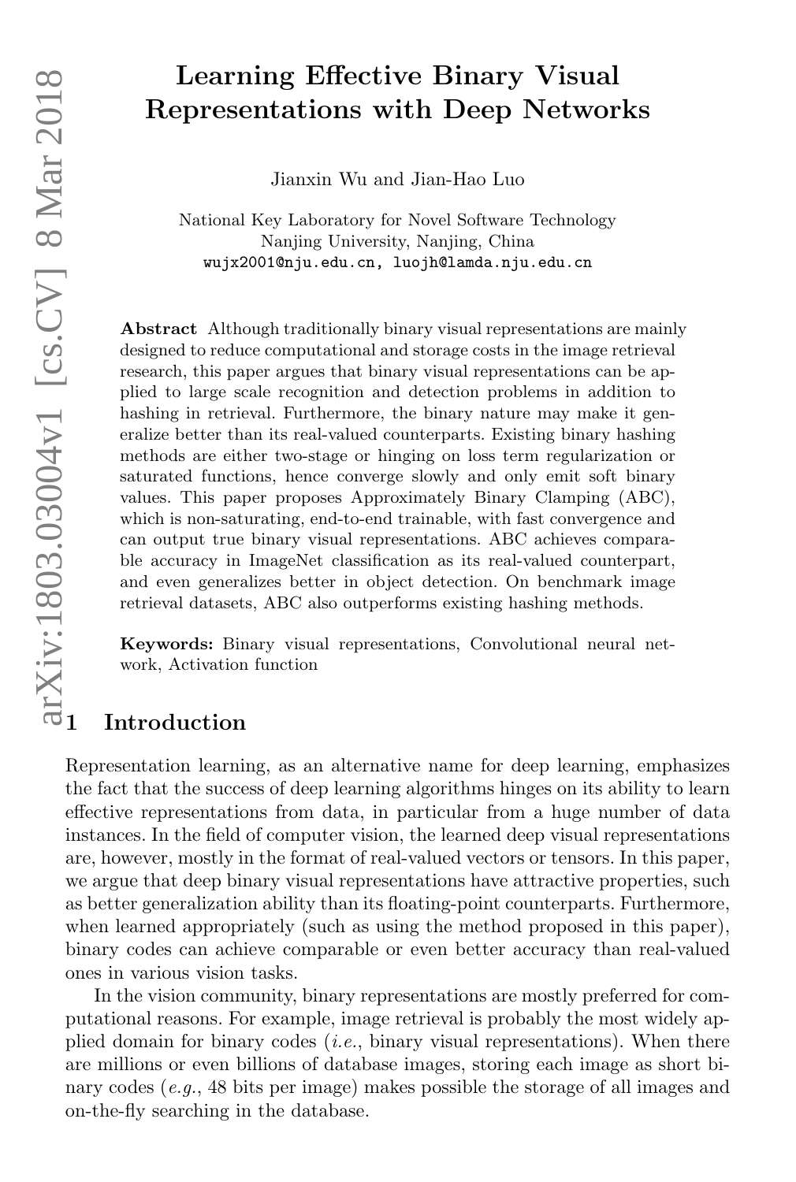# Learning Effective Binary Visual Representations with Deep Networks

Jianxin Wu and Jian-Hao Luo

National Key Laboratory for Novel Software Technology
Nanjing University, Nanjing, China
wujx2001@nju.edu.cn, luojh@lamda.nju.edu.cn

**Abstract** Although traditionally binary visual representations are mainly designed to reduce computational and storage costs in the image retrieval research, this paper argues that binary visual representations can be applied to large scale recognition and detection problems in addition to hashing in retrieval. Furthermore, the binary nature may make it generalize better than its real-valued counterparts. Existing binary hashing methods are either two-stage or hinging on loss term regularization or saturated functions, hence converge slowly and only emit soft binary values. This paper proposes Approximately Binary Clamping (ABC), which is non-saturating, end-to-end trainable, with fast convergence and can output true binary visual representations. ABC achieves comparable accuracy in ImageNet classification as its real-valued counterpart, and even generalizes better in object detection. On benchmark image retrieval datasets, ABC also outperforms existing hashing methods.

**Keywords:** Binary visual representations, Convolutional neural network, Activation function

## 1 Introduction

Representation learning, as an alternative name for deep learning, emphasizes the fact that the success of deep learning algorithms hinges on its ability to learn effective representations from data, in particular from a huge number of data instances. In the field of computer vision, the learned deep visual representations are, however, mostly in the format of real-valued vectors or tensors. In this paper, we argue that deep binary visual representations have attractive properties, such as better generalization ability than its floating-point counterparts. Furthermore, when learned appropriately (such as using the method proposed in this paper), binary codes can achieve comparable or even better accuracy than real-valued ones in various vision tasks.

In the vision community, binary representations are mostly preferred for computational reasons. For example, image retrieval is probably the most widely applied domain for binary codes (*i.e.*, binary visual representations). When there are millions or even billions of database images, storing each image as short binary codes (*e.g.*, 48 bits per image) makes possible the storage of all images and on-the-fly searching in the database.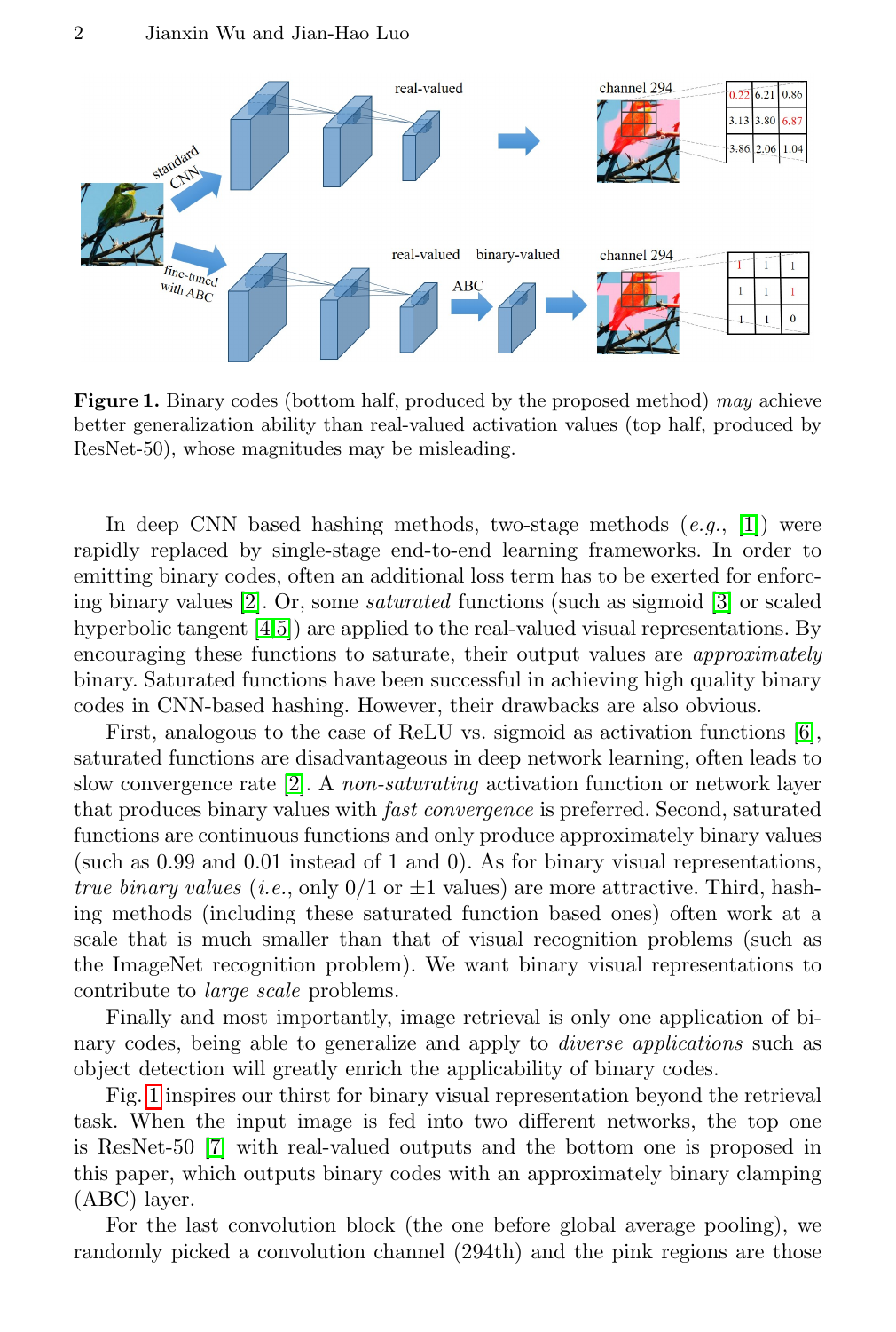**Figure 1.** Binary codes (bottom half, produced by the proposed method) *may* achieve better generalization ability than real-valued activation values (top half, produced by ResNet-50), whose magnitudes may be misleading.

In deep CNN based hashing methods, two-stage methods (*e.g.*, [1]) were rapidly replaced by single-stage end-to-end learning frameworks. In order to emitting binary codes, often an additional loss term has to be exerted for enforcing binary values [2]. Or, some *saturated* functions (such as sigmoid [3] or scaled hyperbolic tangent [4,5]) are applied to the real-valued visual representations. By encouraging these functions to saturate, their output values are *approximately* binary. Saturated functions have been successful in achieving high quality binary codes in CNN-based hashing. However, their drawbacks are also obvious.

First, analogous to the case of ReLU vs. sigmoid as activation functions [6], saturated functions are disadvantageous in deep network learning, often leads to slow convergence rate [2]. A *non-saturating* activation function or network layer that produces binary values with *fast convergence* is preferred. Second, saturated functions are continuous functions and only produce approximately binary values (such as 0.99 and 0.01 instead of 1 and 0). As for binary visual representations, *true binary values* (*i.e.*, only 0/1 or ±1 values) are more attractive. Third, hashing methods (including these saturated function based ones) often work at a scale that is much smaller than that of visual recognition problems (such as the ImageNet recognition problem). We want binary visual representations to contribute to *large scale* problems.

Finally and most importantly, image retrieval is only one application of binary codes, being able to generalize and apply to *diverse applications* such as object detection will greatly enrich the applicability of binary codes.

Fig. 1 inspires our thirst for binary visual representation beyond the retrieval task. When the input image is fed into two different networks, the top one is ResNet-50 [7] with real-valued outputs and the bottom one is proposed in this paper, which outputs binary codes with an approximately binary clamping (ABC) layer.

For the last convolution block (the one before global average pooling), we randomly picked a convolution channel (294th) and the pink regions are those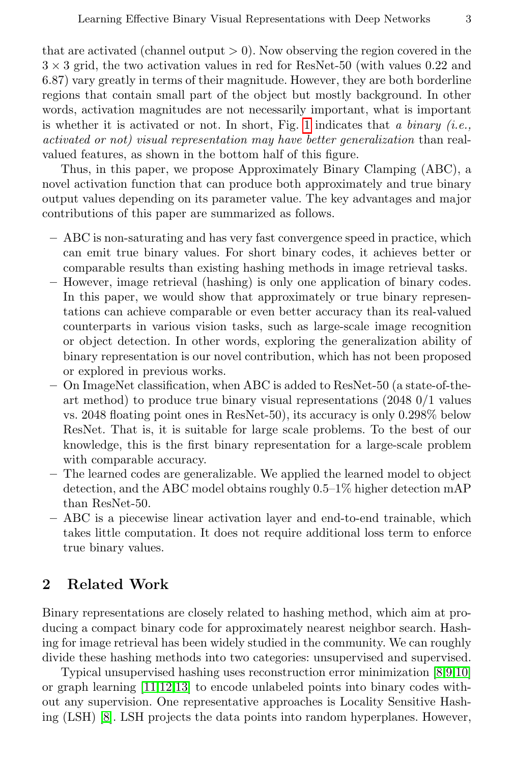that are activated (channel output > 0). Now observing the region covered in the $3 \times 3$ grid, the two activation values in red for ResNet-50 (with values 0.22 and 6.87) vary greatly in terms of their magnitude. However, they are both borderline regions that contain small part of the object but mostly background. In other words, activation magnitudes are not necessarily important, what is important is whether it is activated or not. In short, Fig. 1 indicates that *a binary (i.e., activated or not) visual representation may have better generalization* than real-valued features, as shown in the bottom half of this figure.

Thus, in this paper, we propose Approximately Binary Clamping (ABC), a novel activation function that can produce both approximately and true binary output values depending on its parameter value. The key advantages and major contributions of this paper are summarized as follows.

- ABC is non-saturating and has very fast convergence speed in practice, which can emit true binary values. For short binary codes, it achieves better or comparable results than existing hashing methods in image retrieval tasks.
- However, image retrieval (hashing) is only one application of binary codes. In this paper, we would show that approximately or true binary representations can achieve comparable or even better accuracy than its real-valued counterparts in various vision tasks, such as large-scale image recognition or object detection. In other words, exploring the generalization ability of binary representation is our novel contribution, which has not been proposed or explored in previous works.
- On ImageNet classification, when ABC is added to ResNet-50 (a state-of-the-art method) to produce true binary visual representations (2048 0/1 values vs. 2048 floating point ones in ResNet-50), its accuracy is only 0.298% below ResNet. That is, it is suitable for large scale problems. To the best of our knowledge, this is the first binary representation for a large-scale problem with comparable accuracy.
- The learned codes are generalizable. We applied the learned model to object detection, and the ABC model obtains roughly 0.5–1% higher detection mAP than ResNet-50.
- ABC is a piecewise linear activation layer and end-to-end trainable, which takes little computation. It does not require additional loss term to enforce true binary values.

## 2 Related Work

Binary representations are closely related to hashing method, which aim at producing a compact binary code for approximately nearest neighbor search. Hashing for image retrieval has been widely studied in the community. We can roughly divide these hashing methods into two categories: unsupervised and supervised.

Typical unsupervised hashing uses reconstruction error minimization [8,9,10] or graph learning [11,12,13] to encode unlabeled points into binary codes without any supervision. One representative approaches is Locality Sensitive Hashing (LSH) [8]. LSH projects the data points into random hyperplanes. However,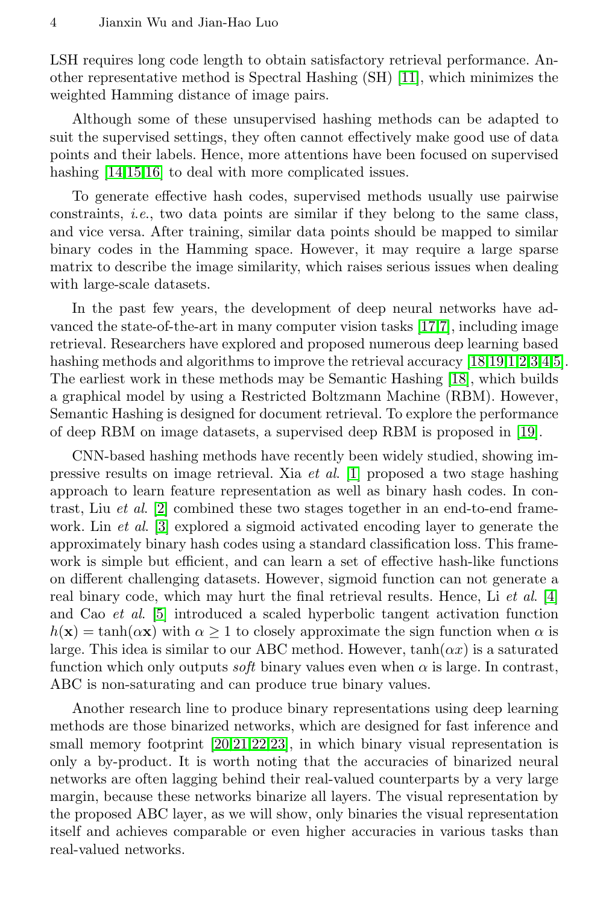LSH requires long code length to obtain satisfactory retrieval performance. Another representative method is Spectral Hashing (SH) [11], which minimizes the weighted Hamming distance of image pairs.

Although some of these unsupervised hashing methods can be adapted to suit the supervised settings, they often cannot effectively make good use of data points and their labels. Hence, more attentions have been focused on supervised hashing [14,15,16] to deal with more complicated issues.

To generate effective hash codes, supervised methods usually use pairwise constraints, *i.e.*, two data points are similar if they belong to the same class, and vice versa. After training, similar data points should be mapped to similar binary codes in the Hamming space. However, it may require a large sparse matrix to describe the image similarity, which raises serious issues when dealing with large-scale datasets.

In the past few years, the development of deep neural networks have advanced the state-of-the-art in many computer vision tasks [17,7], including image retrieval. Researchers have explored and proposed numerous deep learning based hashing methods and algorithms to improve the retrieval accuracy [18,19,1,2,3,4,5]. The earliest work in these methods may be Semantic Hashing [18], which builds a graphical model by using a Restricted Boltzmann Machine (RBM). However, Semantic Hashing is designed for document retrieval. To explore the performance of deep RBM on image datasets, a supervised deep RBM is proposed in [19].

CNN-based hashing methods have recently been widely studied, showing impressive results on image retrieval. Xia *et al.* [1] proposed a two stage hashing approach to learn feature representation as well as binary hash codes. In contrast, Liu *et al.* [2] combined these two stages together in an end-to-end framework. Lin *et al.* [3] explored a sigmoid activated encoding layer to generate the approximately binary hash codes using a standard classification loss. This framework is simple but efficient, and can learn a set of effective hash-like functions on different challenging datasets. However, sigmoid function can not generate a real binary code, which may hurt the final retrieval results. Hence, Li *et al.* [4] and Cao *et al.* [5] introduced a scaled hyperbolic tangent activation function $h(\mathbf{x}) = \tanh(\alpha \mathbf{x})$ with $\alpha \geq 1$ to closely approximate the sign function when $\alpha$ is large. This idea is similar to our ABC method. However, $\tanh(\alpha x)$ is a saturated function which only outputs *soft* binary values even when $\alpha$ is large. In contrast, ABC is non-saturating and can produce true binary values.

Another research line to produce binary representations using deep learning methods are those binarized networks, which are designed for fast inference and small memory footprint [20,21,22,23], in which binary visual representation is only a by-product. It is worth noting that the accuracies of binarized neural networks are often lagging behind their real-valued counterparts by a very large margin, because these networks binarize all layers. The visual representation by the proposed ABC layer, as we will show, only binaries the visual representation itself and achieves comparable or even higher accuracies in various tasks than real-valued networks.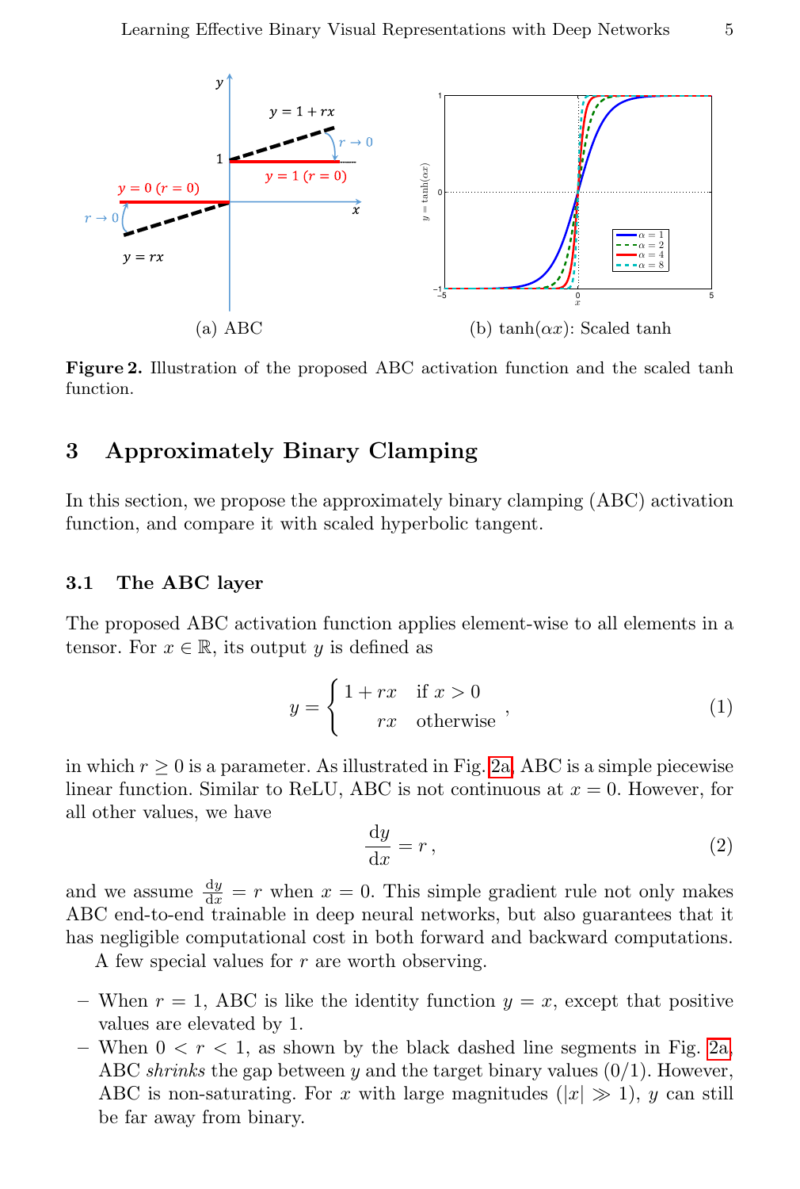(a) ABC

(b) $\tanh(\alpha x)$: Scaled tanh

**Figure 2.** Illustration of the proposed ABC activation function and the scaled tanh function.

## 3 Approximately Binary Clamping

In this section, we propose the approximately binary clamping (ABC) activation function, and compare it with scaled hyperbolic tangent.

### 3.1 The ABC layer

The proposed ABC activation function applies element-wise to all elements in a tensor. For $x \in \mathbb{R}$, its output $y$ is defined as

$$y = \begin{cases} 1 + rx & \text{if } x > 0 \\ rx & \text{otherwise} \end{cases}, \tag{1}$$

in which $r \geq 0$ is a parameter. As illustrated in Fig. 2a, ABC is a simple piecewise linear function. Similar to ReLU, ABC is not continuous at $x = 0$. However, for all other values, we have

$$\frac{\mathrm{d}y}{\mathrm{d}x} = r \,, \tag{2}$$

and we assume $\frac{\mathrm{d}y}{\mathrm{d}x} = r$ when $x = 0$. This simple gradient rule not only makes ABC end-to-end trainable in deep neural networks, but also guarantees that it has negligible computational cost in both forward and backward computations.

A few special values for $r$ are worth observing.

- When $r = 1$, ABC is like the identity function $y = x$, except that positive values are elevated by 1.
- When $0 < r < 1$, as shown by the black dashed line segments in Fig. 2a, ABC *shrinks* the gap between $y$ and the target binary values (0/1). However, ABC is non-saturating. For $x$ with large magnitudes ($|x| \gg 1$), $y$ can still be far away from binary.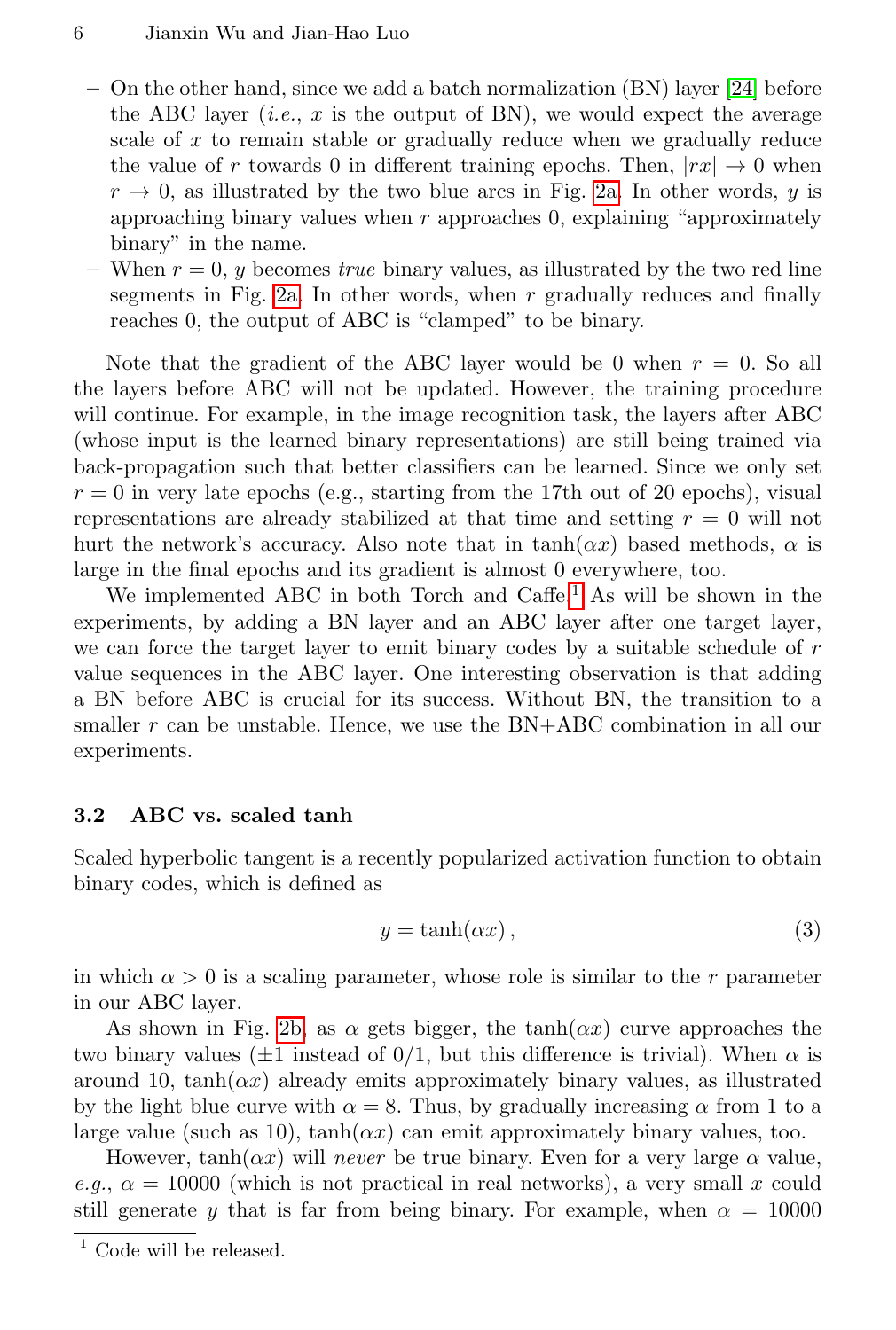- On the other hand, since we add a batch normalization (BN) layer [24] before the ABC layer (*i.e.*, $x$ is the output of BN), we would expect the average scale of $x$ to remain stable or gradually reduce when we gradually reduce the value of $r$ towards 0 in different training epochs. Then, $|rx| \to 0$ when $r \to 0$, as illustrated by the two blue arcs in Fig. 2a. In other words, $y$ is approaching binary values when $r$ approaches 0, explaining "approximately binary" in the name.
- When $r = 0$, $y$ becomes *true* binary values, as illustrated by the two red line segments in Fig. 2a. In other words, when $r$ gradually reduces and finally reaches 0, the output of ABC is "clamped" to be binary.

Note that the gradient of the ABC layer would be 0 when $r = 0$. So all the layers before ABC will not be updated. However, the training procedure will continue. For example, in the image recognition task, the layers after ABC (whose input is the learned binary representations) are still being trained via back-propagation such that better classifiers can be learned. Since we only set $r = 0$ in very late epochs (e.g., starting from the 17th out of 20 epochs), visual representations are already stabilized at that time and setting $r = 0$ will not hurt the network's accuracy. Also note that in $\tanh(\alpha x)$ based methods, $\alpha$ is large in the final epochs and its gradient is almost 0 everywhere, too.

We implemented ABC in both Torch and Caffe.[1] As will be shown in the experiments, by adding a BN layer and an ABC layer after one target layer, we can force the target layer to emit binary codes by a suitable schedule of $r$ value sequences in the ABC layer. One interesting observation is that adding a BN before ABC is crucial for its success. Without BN, the transition to a smaller $r$ can be unstable. Hence, we use the BN+ABC combination in all our experiments.

### 3.2 ABC vs. scaled tanh

Scaled hyperbolic tangent is a recently popularized activation function to obtain binary codes, which is defined as

$$y = \tanh(\alpha x)\,, \tag{3}$$

in which $\alpha > 0$ is a scaling parameter, whose role is similar to the $r$ parameter in our ABC layer.

As shown in Fig. 2b, as $\alpha$ gets bigger, the $\tanh(\alpha x)$ curve approaches the two binary values ($\pm 1$ instead of 0/1, but this difference is trivial). When $\alpha$ is around 10, $\tanh(\alpha x)$ already emits approximately binary values, as illustrated by the light blue curve with $\alpha = 8$. Thus, by gradually increasing $\alpha$ from 1 to a large value (such as 10), $\tanh(\alpha x)$ can emit approximately binary values, too.

However, $\tanh(\alpha x)$ will *never* be true binary. Even for a very large $\alpha$ value, *e.g.*, $\alpha = 10000$ (which is not practical in real networks), a very small $x$ could still generate $y$ that is far from being binary. For example, when $\alpha = 10000$

[1] Code will be released.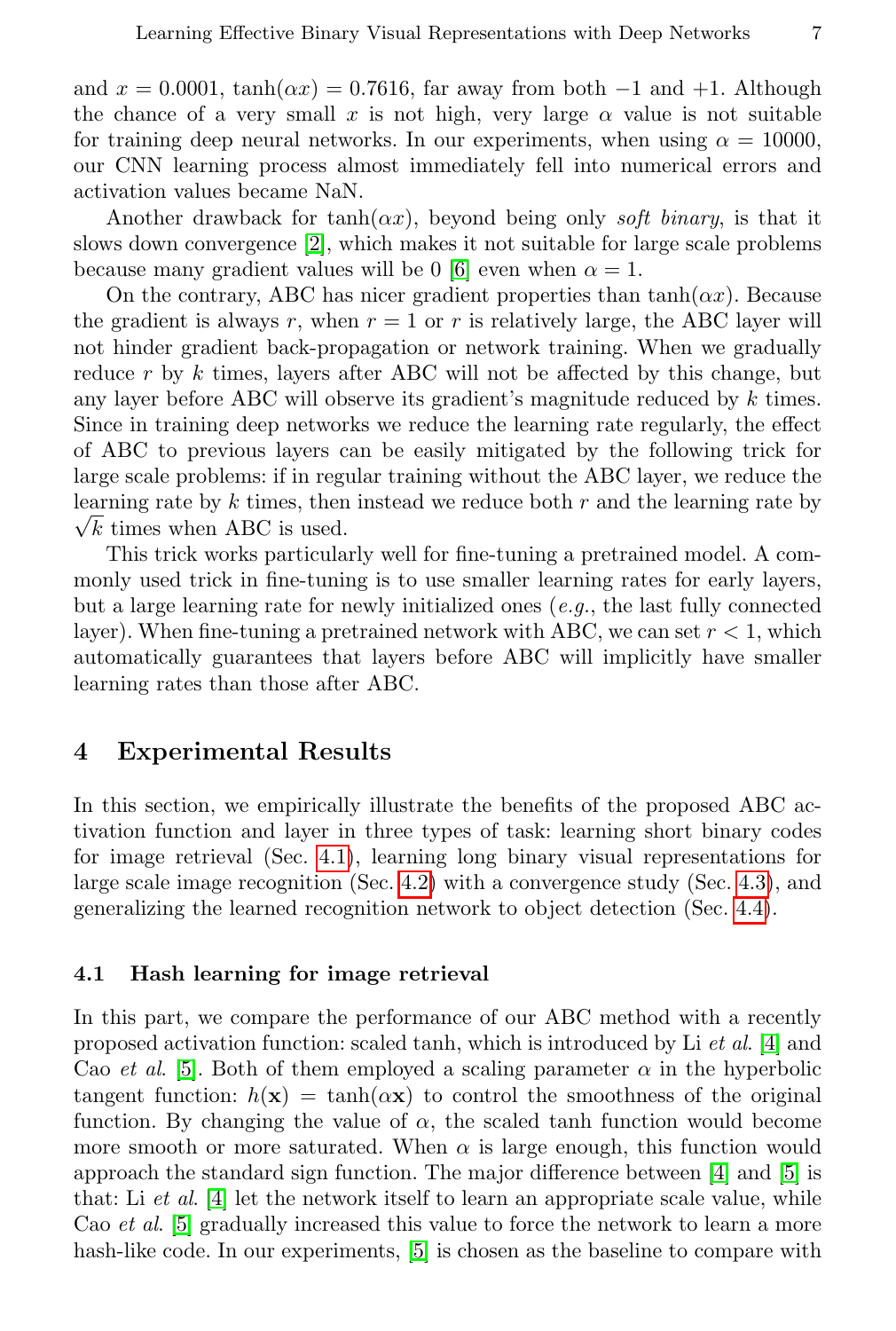and $x = 0.0001$, $\tanh(\alpha x) = 0.7616$, far away from both $-1$ and $+1$. Although the chance of a very small $x$ is not high, very large $\alpha$ value is not suitable for training deep neural networks. In our experiments, when using $\alpha = 10000$, our CNN learning process almost immediately fell into numerical errors and activation values became NaN.

Another drawback for $\tanh(\alpha x)$, beyond being only *soft binary*, is that it slows down convergence [2], which makes it not suitable for large scale problems because many gradient values will be 0 [6] even when $\alpha = 1$.

On the contrary, ABC has nicer gradient properties than $\tanh(\alpha x)$. Because the gradient is always $r$, when $r = 1$ or $r$ is relatively large, the ABC layer will not hinder gradient back-propagation or network training. When we gradually reduce $r$ by $k$ times, layers after ABC will not be affected by this change, but any layer before ABC will observe its gradient's magnitude reduced by $k$ times. Since in training deep networks we reduce the learning rate regularly, the effect of ABC to previous layers can be easily mitigated by the following trick for large scale problems: if in regular training without the ABC layer, we reduce the learning rate by $k$ times, then instead we reduce both $r$ and the learning rate by $\sqrt{k}$ times when ABC is used.

This trick works particularly well for fine-tuning a pretrained model. A commonly used trick in fine-tuning is to use smaller learning rates for early layers, but a large learning rate for newly initialized ones (*e.g.*, the last fully connected layer). When fine-tuning a pretrained network with ABC, we can set $r < 1$, which automatically guarantees that layers before ABC will implicitly have smaller learning rates than those after ABC.

## 4 Experimental Results

In this section, we empirically illustrate the benefits of the proposed ABC activation function and layer in three types of task: learning short binary codes for image retrieval (Sec. 4.1), learning long binary visual representations for large scale image recognition (Sec. 4.2) with a convergence study (Sec. 4.3), and generalizing the learned recognition network to object detection (Sec. 4.4).

### 4.1 Hash learning for image retrieval

In this part, we compare the performance of our ABC method with a recently proposed activation function: scaled tanh, which is introduced by Li *et al.* [4] and Cao *et al.* [5]. Both of them employed a scaling parameter $\alpha$ in the hyperbolic tangent function: $h(\mathbf{x}) = \tanh(\alpha\mathbf{x})$ to control the smoothness of the original function. By changing the value of $\alpha$, the scaled tanh function would become more smooth or more saturated. When $\alpha$ is large enough, this function would approach the standard sign function. The major difference between [4] and [5] is that: Li *et al.* [4] let the network itself to learn an appropriate scale value, while Cao *et al.* [5] gradually increased this value to force the network to learn a more hash-like code. In our experiments, [5] is chosen as the baseline to compare with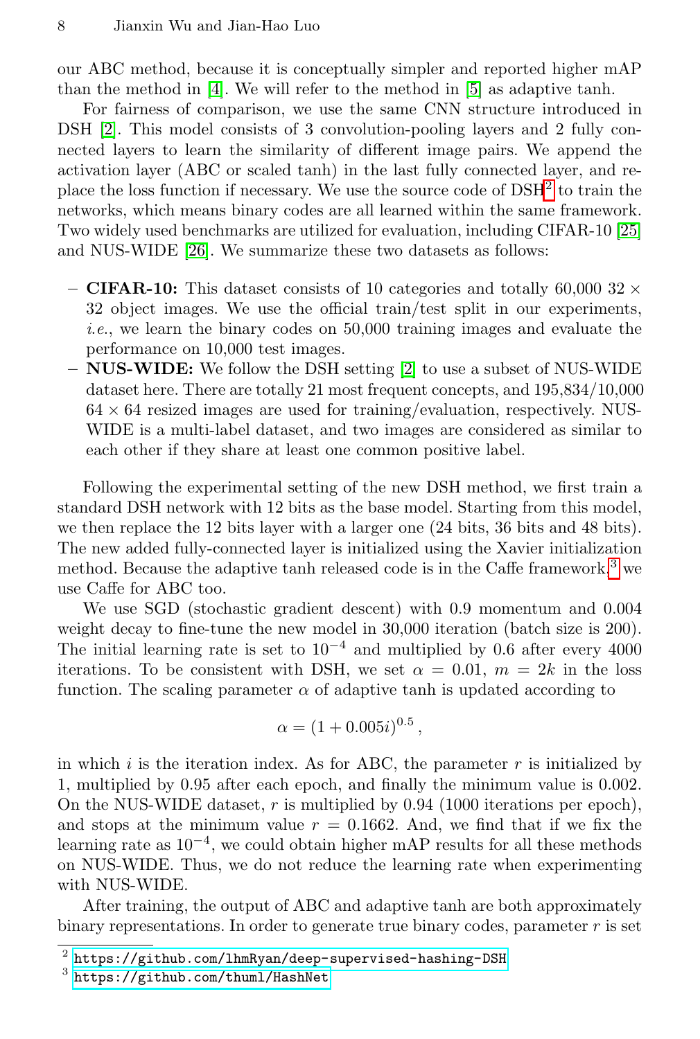our ABC method, because it is conceptually simpler and reported higher mAP than the method in [4]. We will refer to the method in [5] as adaptive tanh.

For fairness of comparison, we use the same CNN structure introduced in DSH [2]. This model consists of 3 convolution-pooling layers and 2 fully connected layers to learn the similarity of different image pairs. We append the activation layer (ABC or scaled tanh) in the last fully connected layer, and replace the loss function if necessary. We use the source code of DSH[2] to train the networks, which means binary codes are all learned within the same framework. Two widely used benchmarks are utilized for evaluation, including CIFAR-10 [25] and NUS-WIDE [26]. We summarize these two datasets as follows:

- **CIFAR-10:** This dataset consists of 10 categories and totally 60,000 $32 \times 32$ object images. We use the official train/test split in our experiments, *i.e.*, we learn the binary codes on 50,000 training images and evaluate the performance on 10,000 test images.
- **NUS-WIDE:** We follow the DSH setting [2] to use a subset of NUS-WIDE dataset here. There are totally 21 most frequent concepts, and 195,834/10,000 $64 \times 64$ resized images are used for training/evaluation, respectively. NUS-WIDE is a multi-label dataset, and two images are considered as similar to each other if they share at least one common positive label.

Following the experimental setting of the new DSH method, we first train a standard DSH network with 12 bits as the base model. Starting from this model, we then replace the 12 bits layer with a larger one (24 bits, 36 bits and 48 bits). The new added fully-connected layer is initialized using the Xavier initialization method. Because the adaptive tanh released code is in the Caffe framework,[3] we use Caffe for ABC too.

We use SGD (stochastic gradient descent) with 0.9 momentum and 0.004 weight decay to fine-tune the new model in 30,000 iteration (batch size is 200). The initial learning rate is set to $10^{-4}$ and multiplied by 0.6 after every 4000 iterations. To be consistent with DSH, we set $\alpha = 0.01$, $m = 2k$ in the loss function. The scaling parameter $\alpha$ of adaptive tanh is updated according to

$$\alpha = (1 + 0.005i)^{0.5} \,,$$

in which $i$ is the iteration index. As for ABC, the parameter $r$ is initialized by 1, multiplied by 0.95 after each epoch, and finally the minimum value is 0.002. On the NUS-WIDE dataset, $r$ is multiplied by 0.94 (1000 iterations per epoch), and stops at the minimum value $r = 0.1662$. And, we find that if we fix the learning rate as $10^{-4}$, we could obtain higher mAP results for all these methods on NUS-WIDE. Thus, we do not reduce the learning rate when experimenting with NUS-WIDE.

After training, the output of ABC and adaptive tanh are both approximately binary representations. In order to generate true binary codes, parameter $r$ is set

[2] https://github.com/lhmRyan/deep-supervised-hashing-DSH

[3] https://github.com/thuml/HashNet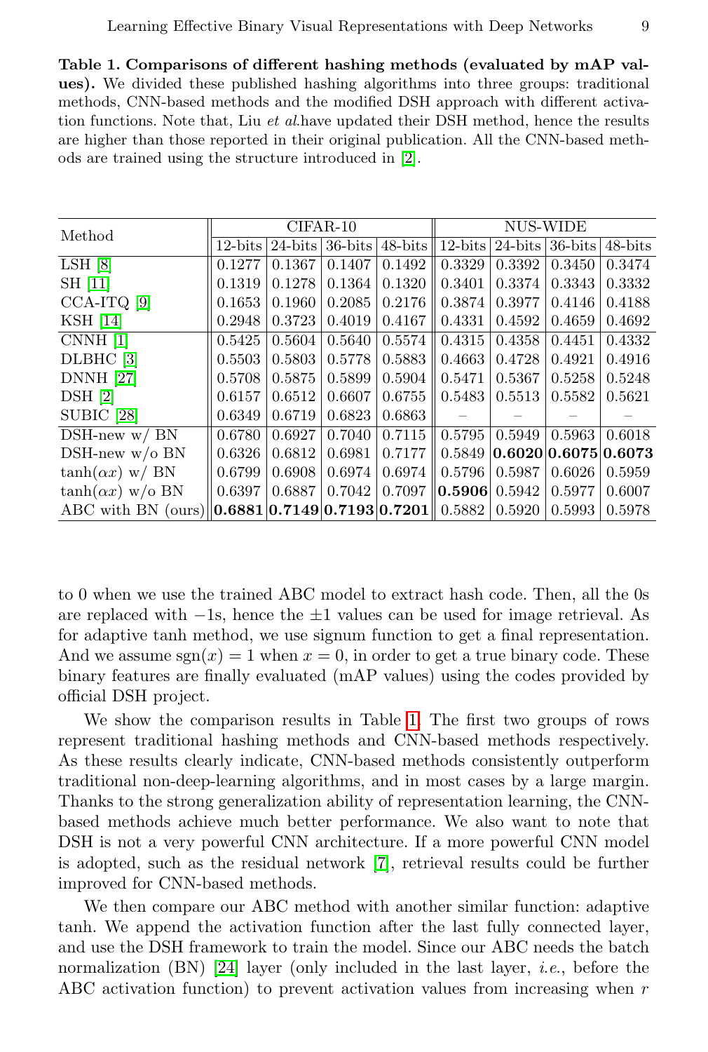**Table 1. Comparisons of different hashing methods (evaluated by mAP values).** We divided these published hashing algorithms into three groups: traditional methods, CNN-based methods and the modified DSH approach with different activation functions. Note that, Liu *et al.* have updated their DSH method, hence the results are higher than those reported in their original publication. All the CNN-based methods are trained using the structure introduced in [2].

| Method | CIFAR-10 | | | | NUS-WIDE | | | |
|---|---|---|---|---|---|---|---|---|
| | 12-bits | 24-bits | 36-bits | 48-bits | 12-bits | 24-bits | 36-bits | 48-bits |
| LSH [8] | 0.1277 | 0.1367 | 0.1407 | 0.1492 | 0.3329 | 0.3392 | 0.3450 | 0.3474 |
| SH [11] | 0.1319 | 0.1278 | 0.1364 | 0.1320 | 0.3401 | 0.3374 | 0.3343 | 0.3332 |
| CCA-ITQ [9] | 0.1653 | 0.1960 | 0.2085 | 0.2176 | 0.3874 | 0.3977 | 0.4146 | 0.4188 |
| KSH [14] | 0.2948 | 0.3723 | 0.4019 | 0.4167 | 0.4331 | 0.4592 | 0.4659 | 0.4692 |
| CNNH [1] | 0.5425 | 0.5604 | 0.5640 | 0.5574 | 0.4315 | 0.4358 | 0.4451 | 0.4332 |
| DLBHC [3] | 0.5503 | 0.5803 | 0.5778 | 0.5883 | 0.4663 | 0.4728 | 0.4921 | 0.4916 |
| DNNH [27] | 0.5708 | 0.5875 | 0.5899 | 0.5904 | 0.5471 | 0.5367 | 0.5258 | 0.5248 |
| DSH [2] | 0.6157 | 0.6512 | 0.6607 | 0.6755 | 0.5483 | 0.5513 | 0.5582 | 0.5621 |
| SUBIC [28] | 0.6349 | 0.6719 | 0.6823 | 0.6863 | – | – | – | – |
| DSH-new w/ BN | 0.6780 | 0.6927 | 0.7040 | 0.7115 | 0.5795 | 0.5949 | 0.5963 | 0.6018 |
| DSH-new w/o BN | 0.6326 | 0.6812 | 0.6981 | 0.7177 | 0.5849 | **0.6020** | **0.6075** | **0.6073** |
| $\tanh(\alpha x)$ w/ BN | 0.6799 | 0.6908 | 0.6974 | 0.6974 | 0.5796 | 0.5987 | 0.6026 | 0.5959 |
| $\tanh(\alpha x)$ w/o BN | 0.6397 | 0.6887 | 0.7042 | 0.7097 | **0.5906** | 0.5942 | 0.5977 | 0.6007 |
| ABC with BN (ours) | **0.6881** | **0.7149** | **0.7193** | **0.7201** | 0.5882 | 0.5920 | 0.5993 | 0.5978 |

to 0 when we use the trained ABC model to extract hash code. Then, all the 0s are replaced with $-1$s, hence the $\pm 1$ values can be used for image retrieval. As for adaptive tanh method, we use signum function to get a final representation. And we assume $\text{sgn}(x) = 1$ when $x = 0$, in order to get a true binary code. These binary features are finally evaluated (mAP values) using the codes provided by official DSH project.

We show the comparison results in Table 1. The first two groups of rows represent traditional hashing methods and CNN-based methods respectively. As these results clearly indicate, CNN-based methods consistently outperform traditional non-deep-learning algorithms, and in most cases by a large margin. Thanks to the strong generalization ability of representation learning, the CNN-based methods achieve much better performance. We also want to note that DSH is not a very powerful CNN architecture. If a more powerful CNN model is adopted, such as the residual network [7], retrieval results could be further improved for CNN-based methods.

We then compare our ABC method with another similar function: adaptive tanh. We append the activation function after the last fully connected layer, and use the DSH framework to train the model. Since our ABC needs the batch normalization (BN) [24] layer (only included in the last layer, *i.e.*, before the ABC activation function) to prevent activation values from increasing when $r$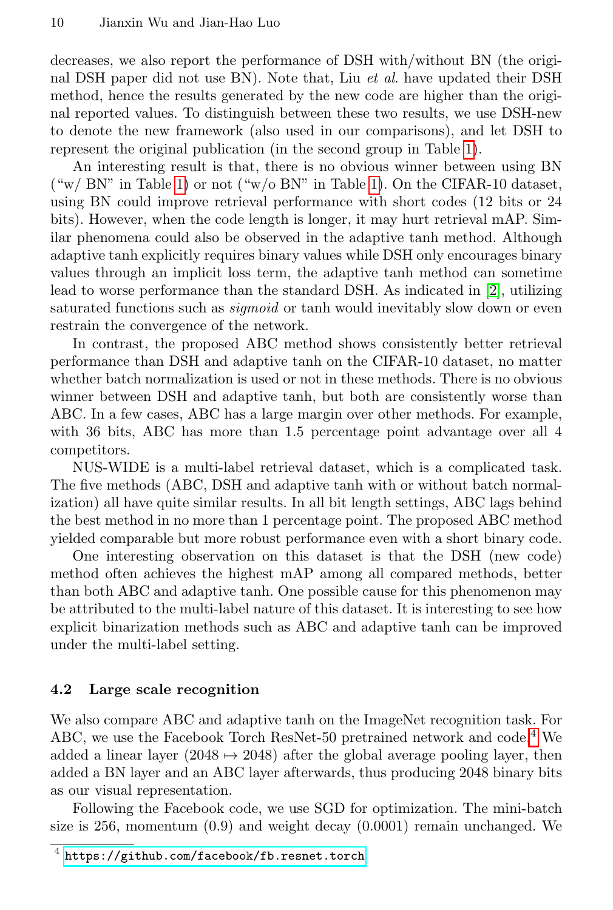decreases, we also report the performance of DSH with/without BN (the original DSH paper did not use BN). Note that, Liu *et al.* have updated their DSH method, hence the results generated by the new code are higher than the original reported values. To distinguish between these two results, we use DSH-new to denote the new framework (also used in our comparisons), and let DSH to represent the original publication (in the second group in Table 1).

An interesting result is that, there is no obvious winner between using BN ("w/ BN" in Table 1) or not ("w/o BN" in Table 1). On the CIFAR-10 dataset, using BN could improve retrieval performance with short codes (12 bits or 24 bits). However, when the code length is longer, it may hurt retrieval mAP. Similar phenomena could also be observed in the adaptive tanh method. Although adaptive tanh explicitly requires binary values while DSH only encourages binary values through an implicit loss term, the adaptive tanh method can sometime lead to worse performance than the standard DSH. As indicated in [2], utilizing saturated functions such as *sigmoid* or tanh would inevitably slow down or even restrain the convergence of the network.

In contrast, the proposed ABC method shows consistently better retrieval performance than DSH and adaptive tanh on the CIFAR-10 dataset, no matter whether batch normalization is used or not in these methods. There is no obvious winner between DSH and adaptive tanh, but both are consistently worse than ABC. In a few cases, ABC has a large margin over other methods. For example, with 36 bits, ABC has more than 1.5 percentage point advantage over all 4 competitors.

NUS-WIDE is a multi-label retrieval dataset, which is a complicated task. The five methods (ABC, DSH and adaptive tanh with or without batch normalization) all have quite similar results. In all bit length settings, ABC lags behind the best method in no more than 1 percentage point. The proposed ABC method yielded comparable but more robust performance even with a short binary code.

One interesting observation on this dataset is that the DSH (new code) method often achieves the highest mAP among all compared methods, better than both ABC and adaptive tanh. One possible cause for this phenomenon may be attributed to the multi-label nature of this dataset. It is interesting to see how explicit binarization methods such as ABC and adaptive tanh can be improved under the multi-label setting.

### 4.2 Large scale recognition

We also compare ABC and adaptive tanh on the ImageNet recognition task. For ABC, we use the Facebook Torch ResNet-50 pretrained network and code.[4] We added a linear layer ($2048 \mapsto 2048$) after the global average pooling layer, then added a BN layer and an ABC layer afterwards, thus producing 2048 binary bits as our visual representation.

Following the Facebook code, we use SGD for optimization. The mini-batch size is 256, momentum (0.9) and weight decay (0.0001) remain unchanged. We

[4] https://github.com/facebook/fb.resnet.torch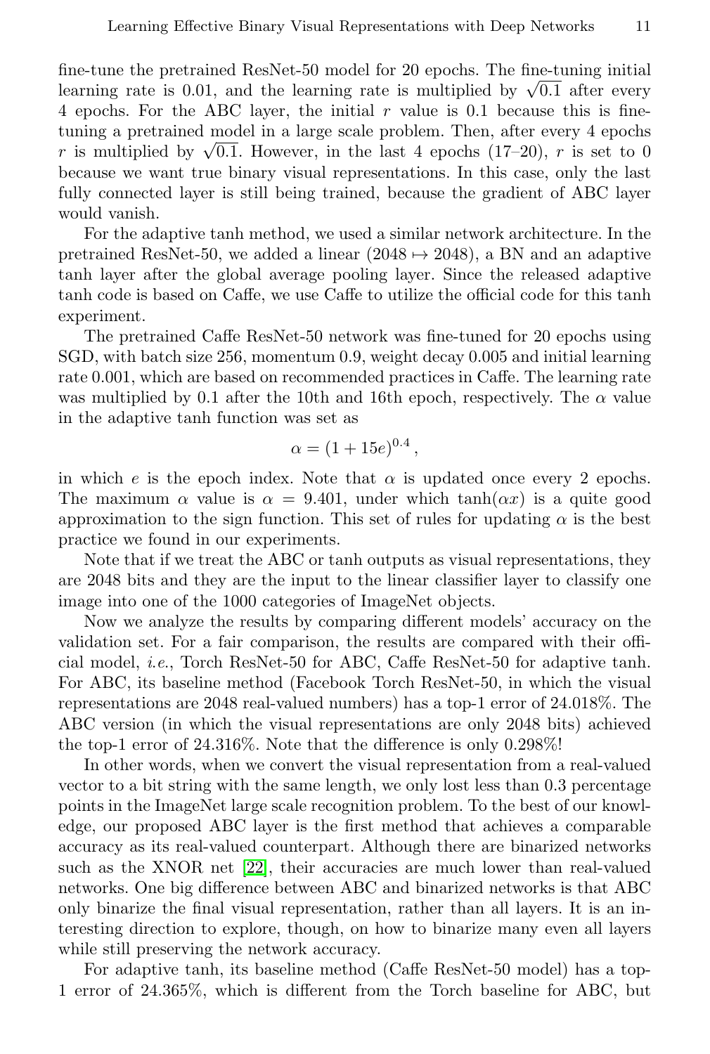fine-tune the pretrained ResNet-50 model for 20 epochs. The fine-tuning initial learning rate is 0.01, and the learning rate is multiplied by $\sqrt{0.1}$ after every 4 epochs. For the ABC layer, the initial $r$ value is 0.1 because this is fine-tuning a pretrained model in a large scale problem. Then, after every 4 epochs $r$ is multiplied by $\sqrt{0.1}$. However, in the last 4 epochs (17–20), $r$ is set to 0 because we want true binary visual representations. In this case, only the last fully connected layer is still being trained, because the gradient of ABC layer would vanish.

For the adaptive tanh method, we used a similar network architecture. In the pretrained ResNet-50, we added a linear ($2048 \mapsto 2048$), a BN and an adaptive tanh layer after the global average pooling layer. Since the released adaptive tanh code is based on Caffe, we use Caffe to utilize the official code for this tanh experiment.

The pretrained Caffe ResNet-50 network was fine-tuned for 20 epochs using SGD, with batch size 256, momentum 0.9, weight decay 0.005 and initial learning rate 0.001, which are based on recommended practices in Caffe. The learning rate was multiplied by 0.1 after the 10th and 16th epoch, respectively. The $\alpha$ value in the adaptive tanh function was set as

$$\alpha = (1 + 15e)^{0.4},$$

in which $e$ is the epoch index. Note that $\alpha$ is updated once every 2 epochs. The maximum $\alpha$ value is $\alpha = 9.401$, under which $\tanh(\alpha x)$ is a quite good approximation to the sign function. This set of rules for updating $\alpha$ is the best practice we found in our experiments.

Note that if we treat the ABC or tanh outputs as visual representations, they are 2048 bits and they are the input to the linear classifier layer to classify one image into one of the 1000 categories of ImageNet objects.

Now we analyze the results by comparing different models' accuracy on the validation set. For a fair comparison, the results are compared with their official model, *i.e.*, Torch ResNet-50 for ABC, Caffe ResNet-50 for adaptive tanh. For ABC, its baseline method (Facebook Torch ResNet-50, in which the visual representations are 2048 real-valued numbers) has a top-1 error of 24.018%. The ABC version (in which the visual representations are only 2048 bits) achieved the top-1 error of 24.316%. Note that the difference is only 0.298%!

In other words, when we convert the visual representation from a real-valued vector to a bit string with the same length, we only lost less than 0.3 percentage points in the ImageNet large scale recognition problem. To the best of our knowledge, our proposed ABC layer is the first method that achieves a comparable accuracy as its real-valued counterpart. Although there are binarized networks such as the XNOR net [22], their accuracies are much lower than real-valued networks. One big difference between ABC and binarized networks is that ABC only binarize the final visual representation, rather than all layers. It is an interesting direction to explore, though, on how to binarize many even all layers while still preserving the network accuracy.

For adaptive tanh, its baseline method (Caffe ResNet-50 model) has a top-1 error of 24.365%, which is different from the Torch baseline for ABC, but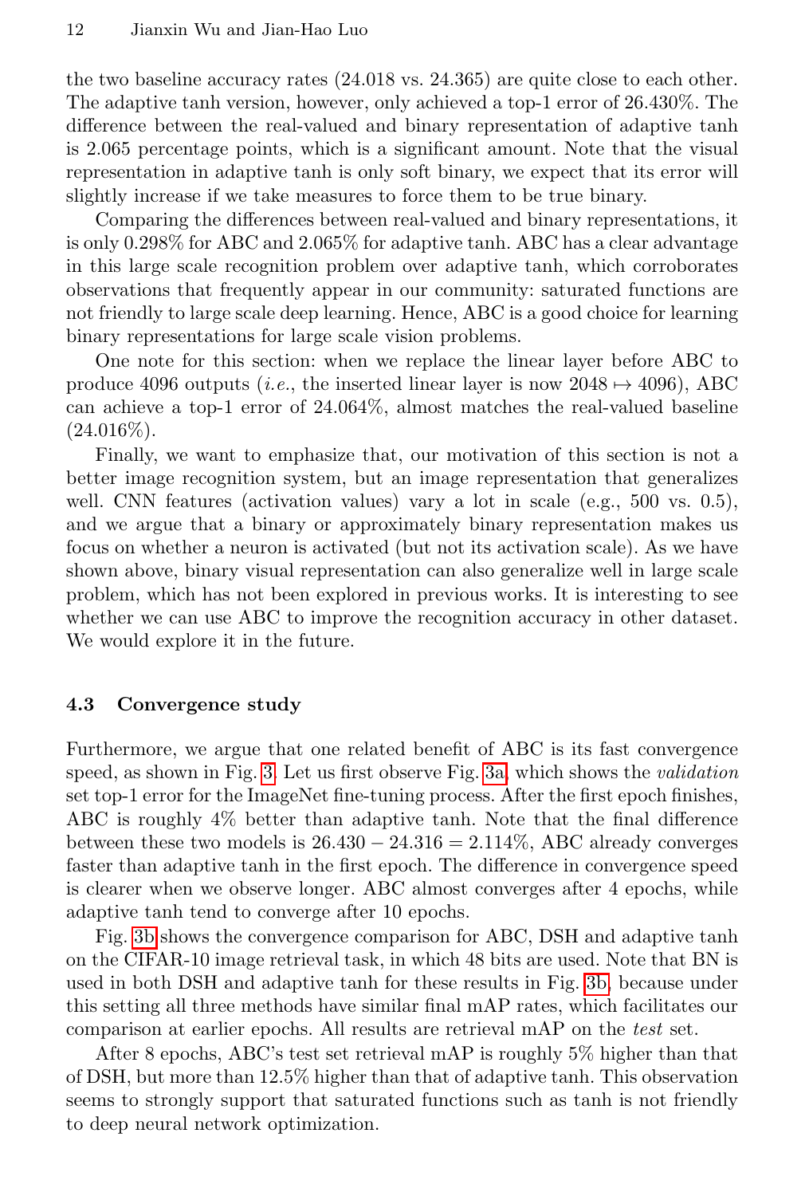the two baseline accuracy rates (24.018 vs. 24.365) are quite close to each other. The adaptive tanh version, however, only achieved a top-1 error of 26.430%. The difference between the real-valued and binary representation of adaptive tanh is 2.065 percentage points, which is a significant amount. Note that the visual representation in adaptive tanh is only soft binary, we expect that its error will slightly increase if we take measures to force them to be true binary.

Comparing the differences between real-valued and binary representations, it is only 0.298% for ABC and 2.065% for adaptive tanh. ABC has a clear advantage in this large scale recognition problem over adaptive tanh, which corroborates observations that frequently appear in our community: saturated functions are not friendly to large scale deep learning. Hence, ABC is a good choice for learning binary representations for large scale vision problems.

One note for this section: when we replace the linear layer before ABC to produce 4096 outputs (*i.e.*, the inserted linear layer is now $2048 \mapsto 4096$), ABC can achieve a top-1 error of 24.064%, almost matches the real-valued baseline (24.016%).

Finally, we want to emphasize that, our motivation of this section is not a better image recognition system, but an image representation that generalizes well. CNN features (activation values) vary a lot in scale (e.g., 500 vs. 0.5), and we argue that a binary or approximately binary representation makes us focus on whether a neuron is activated (but not its activation scale). As we have shown above, binary visual representation can also generalize well in large scale problem, which has not been explored in previous works. It is interesting to see whether we can use ABC to improve the recognition accuracy in other dataset. We would explore it in the future.

### 4.3 Convergence study

Furthermore, we argue that one related benefit of ABC is its fast convergence speed, as shown in Fig. 3. Let us first observe Fig. 3a, which shows the *validation* set top-1 error for the ImageNet fine-tuning process. After the first epoch finishes, ABC is roughly 4% better than adaptive tanh. Note that the final difference between these two models is $26.430 - 24.316 = 2.114\%$, ABC already converges faster than adaptive tanh in the first epoch. The difference in convergence speed is clearer when we observe longer. ABC almost converges after 4 epochs, while adaptive tanh tend to converge after 10 epochs.

Fig. 3b shows the convergence comparison for ABC, DSH and adaptive tanh on the CIFAR-10 image retrieval task, in which 48 bits are used. Note that BN is used in both DSH and adaptive tanh for these results in Fig. 3b, because under this setting all three methods have similar final mAP rates, which facilitates our comparison at earlier epochs. All results are retrieval mAP on the *test* set.

After 8 epochs, ABC's test set retrieval mAP is roughly 5% higher than that of DSH, but more than 12.5% higher than that of adaptive tanh. This observation seems to strongly support that saturated functions such as tanh is not friendly to deep neural network optimization.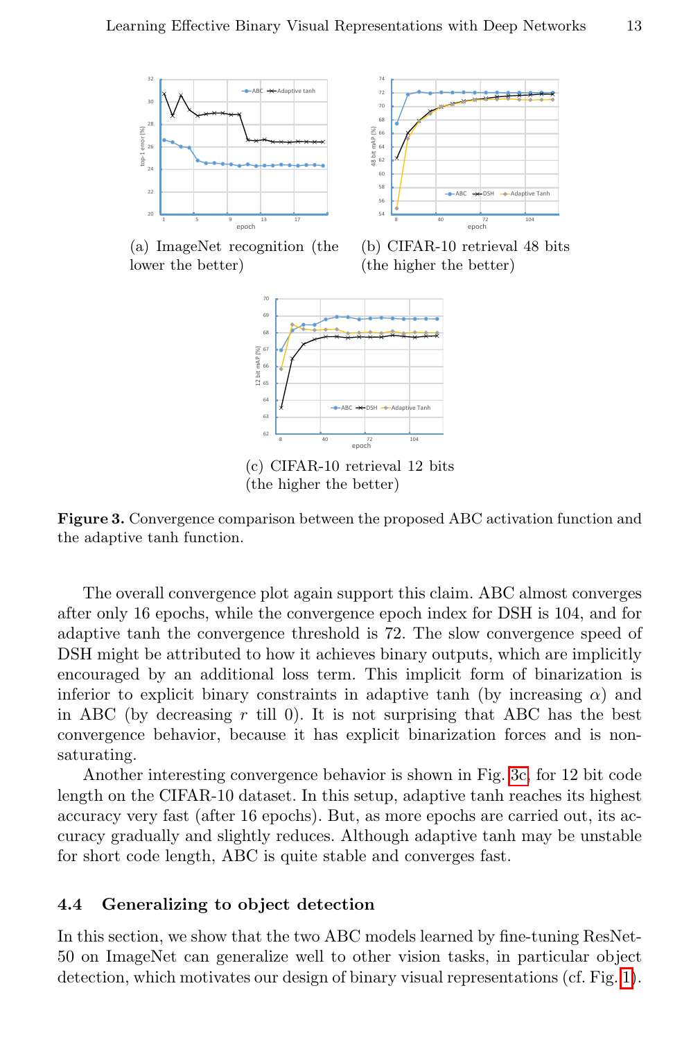(a) ImageNet recognition (the lower the better)

(b) CIFAR-10 retrieval 48 bits (the higher the better)

(c) CIFAR-10 retrieval 12 bits (the higher the better)

**Figure 3.** Convergence comparison between the proposed ABC activation function and the adaptive tanh function.

The overall convergence plot again support this claim. ABC almost converges after only 16 epochs, while the convergence epoch index for DSH is 104, and for adaptive tanh the convergence threshold is 72. The slow convergence speed of DSH might be attributed to how it achieves binary outputs, which are implicitly encouraged by an additional loss term. This implicit form of binarization is inferior to explicit binary constraints in adaptive tanh (by increasing $\alpha$) and in ABC (by decreasing $r$ till 0). It is not surprising that ABC has the best convergence behavior, because it has explicit binarization forces and is non-saturating.

Another interesting convergence behavior is shown in Fig. 3c, for 12 bit code length on the CIFAR-10 dataset. In this setup, adaptive tanh reaches its highest accuracy very fast (after 16 epochs). But, as more epochs are carried out, its accuracy gradually and slightly reduces. Although adaptive tanh may be unstable for short code length, ABC is quite stable and converges fast.

### 4.4 Generalizing to object detection

In this section, we show that the two ABC models learned by fine-tuning ResNet-50 on ImageNet can generalize well to other vision tasks, in particular object detection, which motivates our design of binary visual representations (cf. Fig. 1).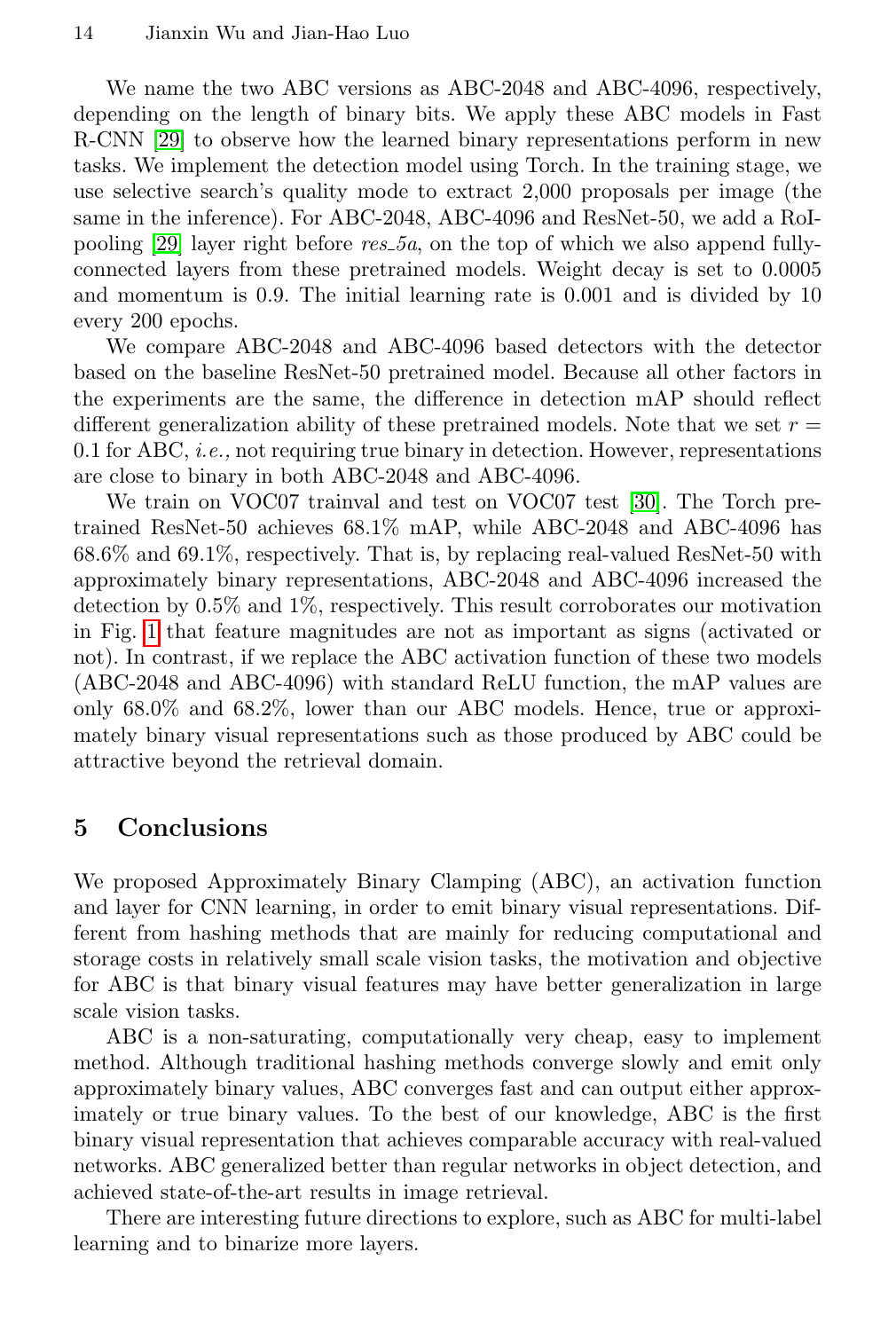We name the two ABC versions as ABC-2048 and ABC-4096, respectively, depending on the length of binary bits. We apply these ABC models in Fast R-CNN [29] to observe how the learned binary representations perform in new tasks. We implement the detection model using Torch. In the training stage, we use selective search's quality mode to extract 2,000 proposals per image (the same in the inference). For ABC-2048, ABC-4096 and ResNet-50, we add a RoI-pooling [29] layer right before *res_5a*, on the top of which we also append fully-connected layers from these pretrained models. Weight decay is set to 0.0005 and momentum is 0.9. The initial learning rate is 0.001 and is divided by 10 every 200 epochs.

We compare ABC-2048 and ABC-4096 based detectors with the detector based on the baseline ResNet-50 pretrained model. Because all other factors in the experiments are the same, the difference in detection mAP should reflect different generalization ability of these pretrained models. Note that we set $r = 0.1$ for ABC, *i.e.,* not requiring true binary in detection. However, representations are close to binary in both ABC-2048 and ABC-4096.

We train on VOC07 trainval and test on VOC07 test [30]. The Torch pretrained ResNet-50 achieves 68.1% mAP, while ABC-2048 and ABC-4096 has 68.6% and 69.1%, respectively. That is, by replacing real-valued ResNet-50 with approximately binary representations, ABC-2048 and ABC-4096 increased the detection by 0.5% and 1%, respectively. This result corroborates our motivation in Fig. 1 that feature magnitudes are not as important as signs (activated or not). In contrast, if we replace the ABC activation function of these two models (ABC-2048 and ABC-4096) with standard ReLU function, the mAP values are only 68.0% and 68.2%, lower than our ABC models. Hence, true or approximately binary visual representations such as those produced by ABC could be attractive beyond the retrieval domain.

## 5 Conclusions

We proposed Approximately Binary Clamping (ABC), an activation function and layer for CNN learning, in order to emit binary visual representations. Different from hashing methods that are mainly for reducing computational and storage costs in relatively small scale vision tasks, the motivation and objective for ABC is that binary visual features may have better generalization in large scale vision tasks.

ABC is a non-saturating, computationally very cheap, easy to implement method. Although traditional hashing methods converge slowly and emit only approximately binary values, ABC converges fast and can output either approximately or true binary values. To the best of our knowledge, ABC is the first binary visual representation that achieves comparable accuracy with real-valued networks. ABC generalized better than regular networks in object detection, and achieved state-of-the-art results in image retrieval.

There are interesting future directions to explore, such as ABC for multi-label learning and to binarize more layers.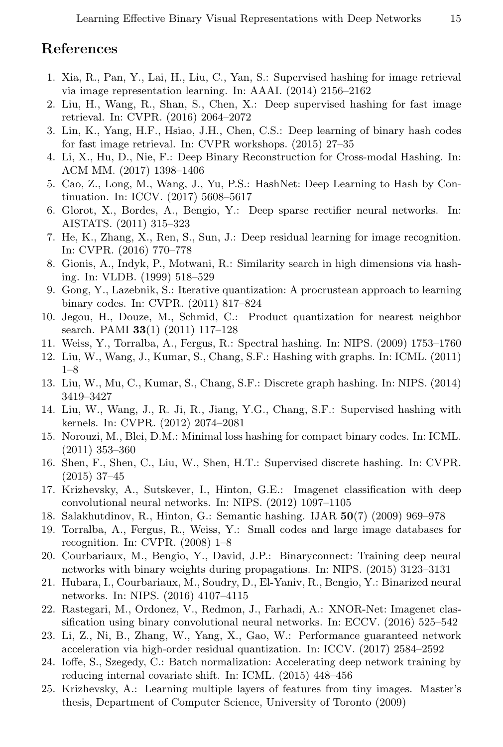## References

1. Xia, R., Pan, Y., Lai, H., Liu, C., Yan, S.: Supervised hashing for image retrieval via image representation learning. In: AAAI. (2014) 2156–2162
2. Liu, H., Wang, R., Shan, S., Chen, X.: Deep supervised hashing for fast image retrieval. In: CVPR. (2016) 2064–2072
3. Lin, K., Yang, H.F., Hsiao, J.H., Chen, C.S.: Deep learning of binary hash codes for fast image retrieval. In: CVPR workshops. (2015) 27–35
4. Li, X., Hu, D., Nie, F.: Deep Binary Reconstruction for Cross-modal Hashing. In: ACM MM. (2017) 1398–1406
5. Cao, Z., Long, M., Wang, J., Yu, P.S.: HashNet: Deep Learning to Hash by Continuation. In: ICCV. (2017) 5608–5617
6. Glorot, X., Bordes, A., Bengio, Y.: Deep sparse rectifier neural networks. In: AISTATS. (2011) 315–323
7. He, K., Zhang, X., Ren, S., Sun, J.: Deep residual learning for image recognition. In: CVPR. (2016) 770–778
8. Gionis, A., Indyk, P., Motwani, R.: Similarity search in high dimensions via hashing. In: VLDB. (1999) 518–529
9. Gong, Y., Lazebnik, S.: Iterative quantization: A procrustean approach to learning binary codes. In: CVPR. (2011) 817–824
10. Jegou, H., Douze, M., Schmid, C.: Product quantization for nearest neighbor search. PAMI **33**(1) (2011) 117–128
11. Weiss, Y., Torralba, A., Fergus, R.: Spectral hashing. In: NIPS. (2009) 1753–1760
12. Liu, W., Wang, J., Kumar, S., Chang, S.F.: Hashing with graphs. In: ICML. (2011) 1–8
13. Liu, W., Mu, C., Kumar, S., Chang, S.F.: Discrete graph hashing. In: NIPS. (2014) 3419–3427
14. Liu, W., Wang, J., R. Ji, R., Jiang, Y.G., Chang, S.F.: Supervised hashing with kernels. In: CVPR. (2012) 2074–2081
15. Norouzi, M., Blei, D.M.: Minimal loss hashing for compact binary codes. In: ICML. (2011) 353–360
16. Shen, F., Shen, C., Liu, W., Shen, H.T.: Supervised discrete hashing. In: CVPR. (2015) 37–45
17. Krizhevsky, A., Sutskever, I., Hinton, G.E.: Imagenet classification with deep convolutional neural networks. In: NIPS. (2012) 1097–1105
18. Salakhutdinov, R., Hinton, G.: Semantic hashing. IJAR **50**(7) (2009) 969–978
19. Torralba, A., Fergus, R., Weiss, Y.: Small codes and large image databases for recognition. In: CVPR. (2008) 1–8
20. Courbariaux, M., Bengio, Y., David, J.P.: Binaryconnect: Training deep neural networks with binary weights during propagations. In: NIPS. (2015) 3123–3131
21. Hubara, I., Courbariaux, M., Soudry, D., El-Yaniv, R., Bengio, Y.: Binarized neural networks. In: NIPS. (2016) 4107–4115
22. Rastegari, M., Ordonez, V., Redmon, J., Farhadi, A.: XNOR-Net: Imagenet classification using binary convolutional neural networks. In: ECCV. (2016) 525–542
23. Li, Z., Ni, B., Zhang, W., Yang, X., Gao, W.: Performance guaranteed network acceleration via high-order residual quantization. In: ICCV. (2017) 2584–2592
24. Ioffe, S., Szegedy, C.: Batch normalization: Accelerating deep network training by reducing internal covariate shift. In: ICML. (2015) 448–456
25. Krizhevsky, A.: Learning multiple layers of features from tiny images. Master's thesis, Department of Computer Science, University of Toronto (2009)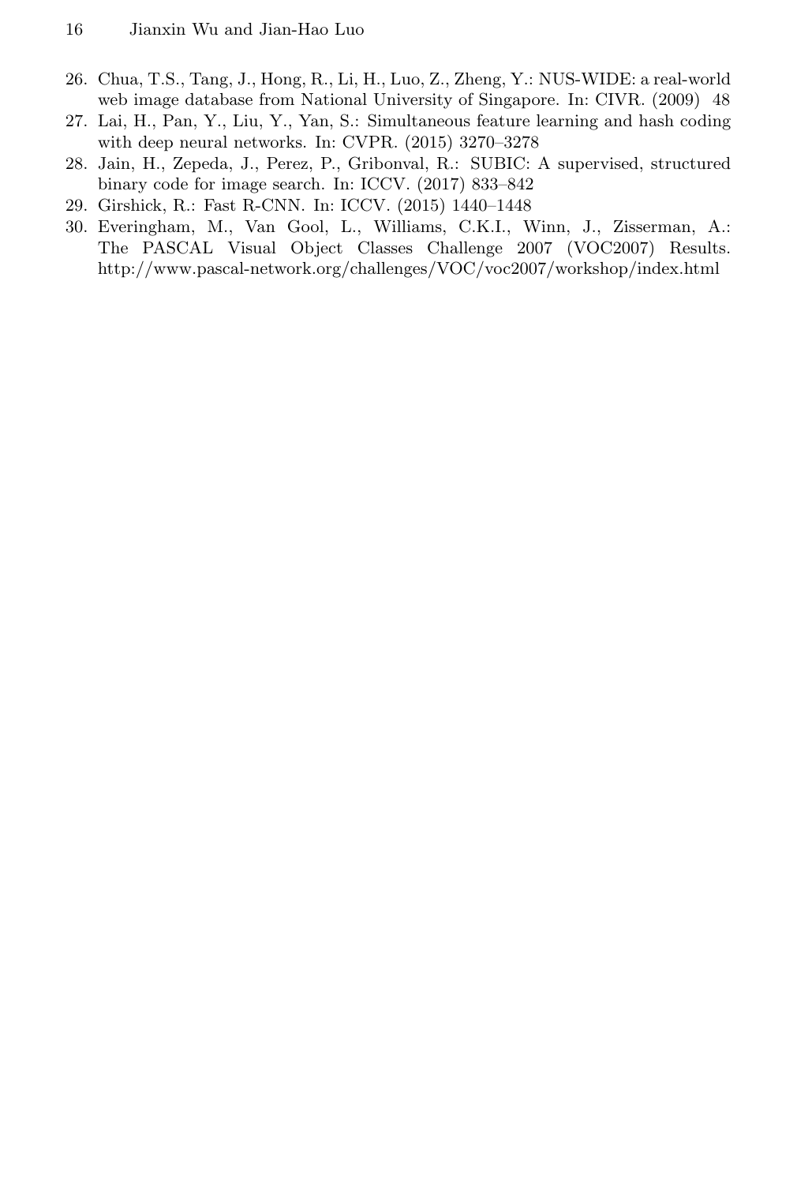26. Chua, T.S., Tang, J., Hong, R., Li, H., Luo, Z., Zheng, Y.: NUS-WIDE: a real-world web image database from National University of Singapore. In: CIVR. (2009) 48
27. Lai, H., Pan, Y., Liu, Y., Yan, S.: Simultaneous feature learning and hash coding with deep neural networks. In: CVPR. (2015) 3270–3278
28. Jain, H., Zepeda, J., Perez, P., Gribonval, R.: SUBIC: A supervised, structured binary code for image search. In: ICCV. (2017) 833–842
29. Girshick, R.: Fast R-CNN. In: ICCV. (2015) 1440–1448
30. Everingham, M., Van Gool, L., Williams, C.K.I., Winn, J., Zisserman, A.: The PASCAL Visual Object Classes Challenge 2007 (VOC2007) Results. http://www.pascal-network.org/challenges/VOC/voc2007/workshop/index.html